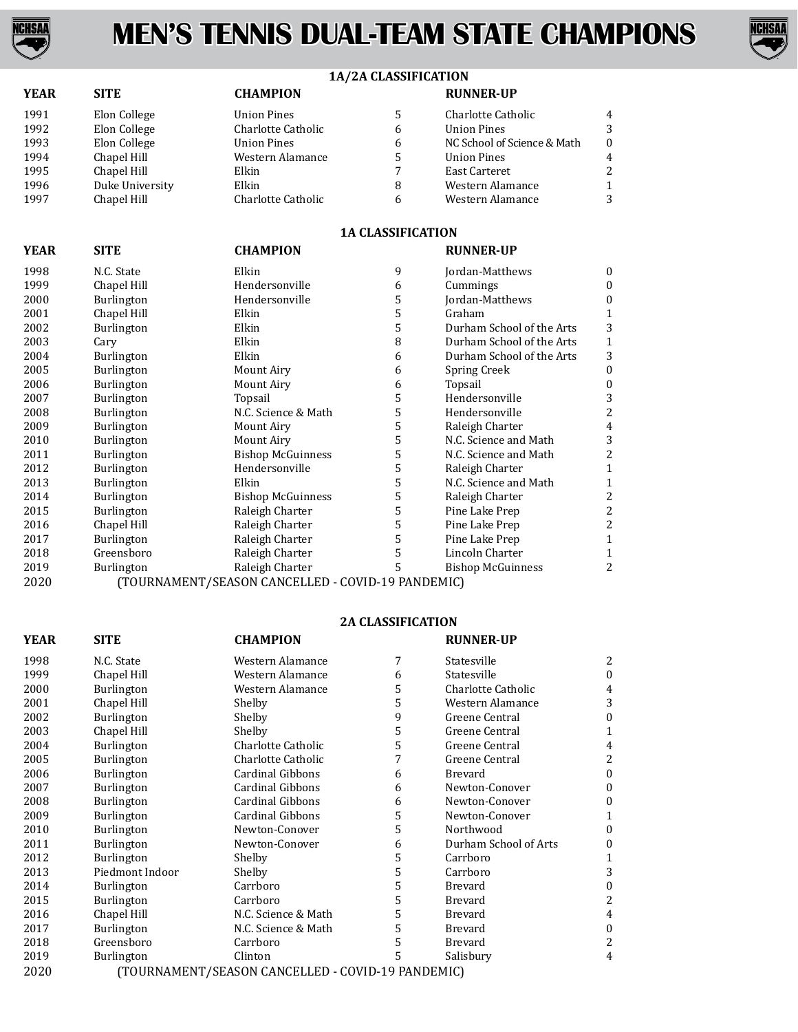# MEN'S TENNIS DUAL-TEAM STATE CHAMPIONS

## 1A/2A CLASSIFICATION

| YEAR | SITE | CHAMPION | | RUNNER-UP | |
|---|---|---|---|---|---|
| 1991 | Elon College | Union Pines | 5 | Charlotte Catholic | 4 |
| 1992 | Elon College | Charlotte Catholic | 6 | Union Pines | 3 |
| 1993 | Elon College | Union Pines | 6 | NC School of Science & Math | 0 |
| 1994 | Chapel Hill | Western Alamance | 5 | Union Pines | 4 |
| 1995 | Chapel Hill | Elkin | 7 | East Carteret | 2 |
| 1996 | Duke University | Elkin | 8 | Western Alamance | 1 |
| 1997 | Chapel Hill | Charlotte Catholic | 6 | Western Alamance | 3 |

## 1A CLASSIFICATION

| YEAR | SITE | CHAMPION | | RUNNER-UP | |
|---|---|---|---|---|---|
| 1998 | N.C. State | Elkin | 9 | Jordan-Matthews | 0 |
| 1999 | Chapel Hill | Hendersonville | 6 | Cummings | 0 |
| 2000 | Burlington | Hendersonville | 5 | Jordan-Matthews | 0 |
| 2001 | Chapel Hill | Elkin | 5 | Graham | 1 |
| 2002 | Burlington | Elkin | 5 | Durham School of the Arts | 3 |
| 2003 | Cary | Elkin | 8 | Durham School of the Arts | 1 |
| 2004 | Burlington | Elkin | 6 | Durham School of the Arts | 3 |
| 2005 | Burlington | Mount Airy | 6 | Spring Creek | 0 |
| 2006 | Burlington | Mount Airy | 6 | Topsail | 0 |
| 2007 | Burlington | Topsail | 5 | Hendersonville | 3 |
| 2008 | Burlington | N.C. Science & Math | 5 | Hendersonville | 2 |
| 2009 | Burlington | Mount Airy | 5 | Raleigh Charter | 4 |
| 2010 | Burlington | Mount Airy | 5 | N.C. Science and Math | 3 |
| 2011 | Burlington | Bishop McGuinness | 5 | N.C. Science and Math | 2 |
| 2012 | Burlington | Hendersonville | 5 | Raleigh Charter | 1 |
| 2013 | Burlington | Elkin | 5 | N.C. Science and Math | 1 |
| 2014 | Burlington | Bishop McGuinness | 5 | Raleigh Charter | 2 |
| 2015 | Burlington | Raleigh Charter | 5 | Pine Lake Prep | 2 |
| 2016 | Chapel Hill | Raleigh Charter | 5 | Pine Lake Prep | 2 |
| 2017 | Burlington | Raleigh Charter | 5 | Pine Lake Prep | 1 |
| 2018 | Greensboro | Raleigh Charter | 5 | Lincoln Charter | 1 |
| 2019 | Burlington | Raleigh Charter | 5 | Bishop McGuinness | 2 |
| 2020 | (TOURNAMENT/SEASON CANCELLED - COVID-19 PANDEMIC) | | | | |

## 2A CLASSIFICATION

| YEAR | SITE | CHAMPION | | RUNNER-UP | |
|---|---|---|---|---|---|
| 1998 | N.C. State | Western Alamance | 7 | Statesville | 2 |
| 1999 | Chapel Hill | Western Alamance | 6 | Statesville | 0 |
| 2000 | Burlington | Western Alamance | 5 | Charlotte Catholic | 4 |
| 2001 | Chapel Hill | Shelby | 5 | Western Alamance | 3 |
| 2002 | Burlington | Shelby | 9 | Greene Central | 0 |
| 2003 | Chapel Hill | Shelby | 5 | Greene Central | 1 |
| 2004 | Burlington | Charlotte Catholic | 5 | Greene Central | 4 |
| 2005 | Burlington | Charlotte Catholic | 7 | Greene Central | 2 |
| 2006 | Burlington | Cardinal Gibbons | 6 | Brevard | 0 |
| 2007 | Burlington | Cardinal Gibbons | 6 | Newton-Conover | 0 |
| 2008 | Burlington | Cardinal Gibbons | 6 | Newton-Conover | 0 |
| 2009 | Burlington | Cardinal Gibbons | 5 | Newton-Conover | 1 |
| 2010 | Burlington | Newton-Conover | 5 | Northwood | 0 |
| 2011 | Burlington | Newton-Conover | 6 | Durham School of Arts | 0 |
| 2012 | Burlington | Shelby | 5 | Carrboro | 1 |
| 2013 | Piedmont Indoor | Shelby | 5 | Carrboro | 3 |
| 2014 | Burlington | Carrboro | 5 | Brevard | 0 |
| 2015 | Burlington | Carrboro | 5 | Brevard | 2 |
| 2016 | Chapel Hill | N.C. Science & Math | 5 | Brevard | 4 |
| 2017 | Burlington | N.C. Science & Math | 5 | Brevard | 0 |
| 2018 | Greensboro | Carrboro | 5 | Brevard | 2 |
| 2019 | Burlington | Clinton | 5 | Salisbury | 4 |
| 2020 | (TOURNAMENT/SEASON CANCELLED - COVID-19 PANDEMIC) | | | | |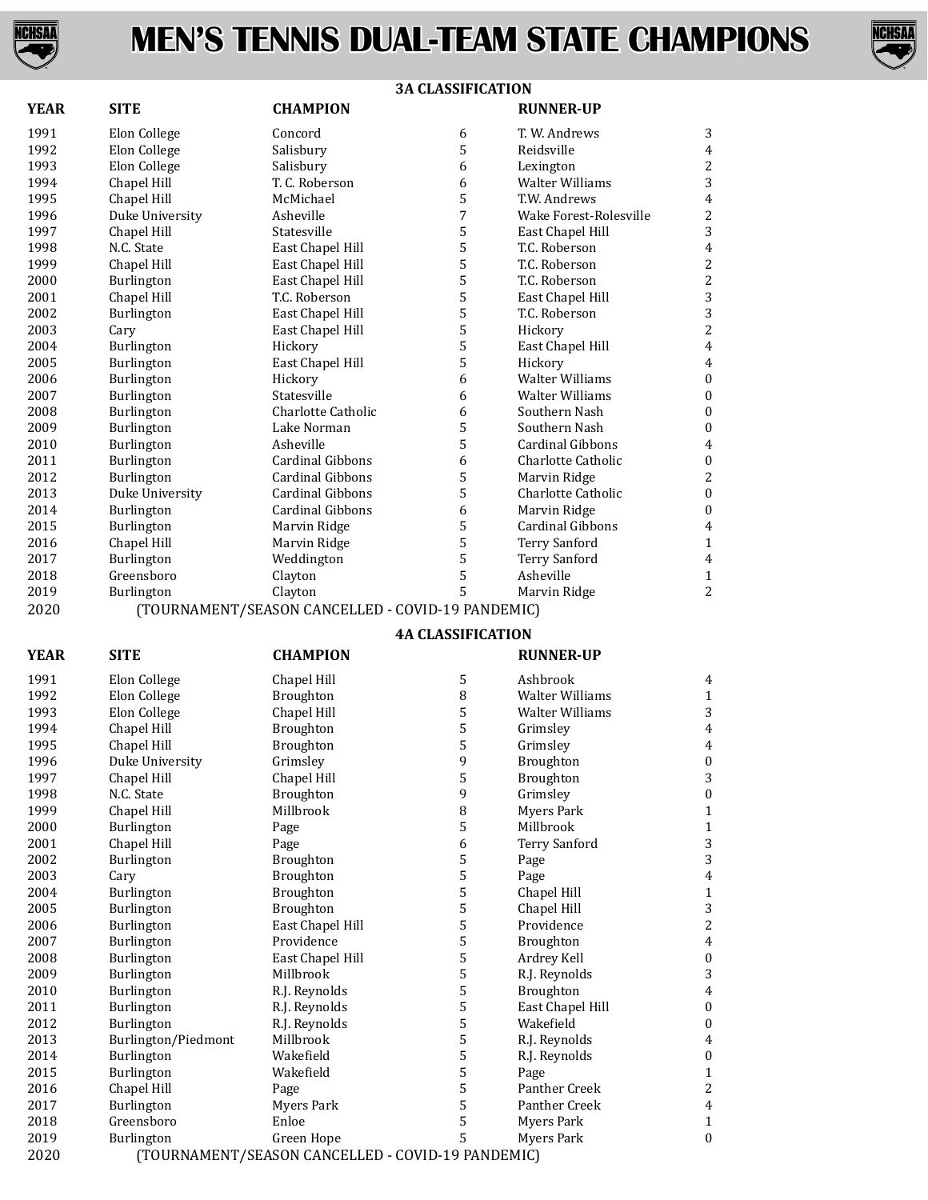# MEN'S TENNIS DUAL-TEAM STATE CHAMPIONS

## 3A CLASSIFICATION

| YEAR | SITE | CHAMPION | | RUNNER-UP | |
|---|---|---|---|---|---|
| 1991 | Elon College | Concord | 6 | T. W. Andrews | 3 |
| 1992 | Elon College | Salisbury | 5 | Reidsville | 4 |
| 1993 | Elon College | Salisbury | 6 | Lexington | 2 |
| 1994 | Chapel Hill | T. C. Roberson | 6 | Walter Williams | 3 |
| 1995 | Chapel Hill | McMichael | 5 | T.W. Andrews | 4 |
| 1996 | Duke University | Asheville | 7 | Wake Forest-Rolesville | 2 |
| 1997 | Chapel Hill | Statesville | 5 | East Chapel Hill | 3 |
| 1998 | N.C. State | East Chapel Hill | 5 | T.C. Roberson | 4 |
| 1999 | Chapel Hill | East Chapel Hill | 5 | T.C. Roberson | 2 |
| 2000 | Burlington | East Chapel Hill | 5 | T.C. Roberson | 2 |
| 2001 | Chapel Hill | T.C. Roberson | 5 | East Chapel Hill | 3 |
| 2002 | Burlington | East Chapel Hill | 5 | T.C. Roberson | 3 |
| 2003 | Cary | East Chapel Hill | 5 | Hickory | 2 |
| 2004 | Burlington | Hickory | 5 | East Chapel Hill | 4 |
| 2005 | Burlington | East Chapel Hill | 5 | Hickory | 4 |
| 2006 | Burlington | Hickory | 6 | Walter Williams | 0 |
| 2007 | Burlington | Statesville | 6 | Walter Williams | 0 |
| 2008 | Burlington | Charlotte Catholic | 6 | Southern Nash | 0 |
| 2009 | Burlington | Lake Norman | 5 | Southern Nash | 0 |
| 2010 | Burlington | Asheville | 5 | Cardinal Gibbons | 4 |
| 2011 | Burlington | Cardinal Gibbons | 6 | Charlotte Catholic | 0 |
| 2012 | Burlington | Cardinal Gibbons | 5 | Marvin Ridge | 2 |
| 2013 | Duke University | Cardinal Gibbons | 5 | Charlotte Catholic | 0 |
| 2014 | Burlington | Cardinal Gibbons | 6 | Marvin Ridge | 0 |
| 2015 | Burlington | Marvin Ridge | 5 | Cardinal Gibbons | 4 |
| 2016 | Chapel Hill | Marvin Ridge | 5 | Terry Sanford | 1 |
| 2017 | Burlington | Weddington | 5 | Terry Sanford | 4 |
| 2018 | Greensboro | Clayton | 5 | Asheville | 1 |
| 2019 | Burlington | Clayton | 5 | Marvin Ridge | 2 |
| 2020 | (TOURNAMENT/SEASON CANCELLED - COVID-19 PANDEMIC) | | | | |

## 4A CLASSIFICATION

| YEAR | SITE | CHAMPION | | RUNNER-UP | |
|---|---|---|---|---|---|
| 1991 | Elon College | Chapel Hill | 5 | Ashbrook | 4 |
| 1992 | Elon College | Broughton | 8 | Walter Williams | 1 |
| 1993 | Elon College | Chapel Hill | 5 | Walter Williams | 3 |
| 1994 | Chapel Hill | Broughton | 5 | Grimsley | 4 |
| 1995 | Chapel Hill | Broughton | 5 | Grimsley | 4 |
| 1996 | Duke University | Grimsley | 9 | Broughton | 0 |
| 1997 | Chapel Hill | Chapel Hill | 5 | Broughton | 3 |
| 1998 | N.C. State | Broughton | 9 | Grimsley | 0 |
| 1999 | Chapel Hill | Millbrook | 8 | Myers Park | 1 |
| 2000 | Burlington | Page | 5 | Millbrook | 1 |
| 2001 | Chapel Hill | Page | 6 | Terry Sanford | 3 |
| 2002 | Burlington | Broughton | 5 | Page | 3 |
| 2003 | Cary | Broughton | 5 | Page | 4 |
| 2004 | Burlington | Broughton | 5 | Chapel Hill | 1 |
| 2005 | Burlington | Broughton | 5 | Chapel Hill | 3 |
| 2006 | Burlington | East Chapel Hill | 5 | Providence | 2 |
| 2007 | Burlington | Providence | 5 | Broughton | 4 |
| 2008 | Burlington | East Chapel Hill | 5 | Ardrey Kell | 0 |
| 2009 | Burlington | Millbrook | 5 | R.J. Reynolds | 3 |
| 2010 | Burlington | R.J. Reynolds | 5 | Broughton | 4 |
| 2011 | Burlington | R.J. Reynolds | 5 | East Chapel Hill | 0 |
| 2012 | Burlington | R.J. Reynolds | 5 | Wakefield | 0 |
| 2013 | Burlington/Piedmont | Millbrook | 5 | R.J. Reynolds | 4 |
| 2014 | Burlington | Wakefield | 5 | R.J. Reynolds | 0 |
| 2015 | Burlington | Wakefield | 5 | Page | 1 |
| 2016 | Chapel Hill | Page | 5 | Panther Creek | 2 |
| 2017 | Burlington | Myers Park | 5 | Panther Creek | 4 |
| 2018 | Greensboro | Enloe | 5 | Myers Park | 1 |
| 2019 | Burlington | Green Hope | 5 | Myers Park | 0 |
| 2020 | (TOURNAMENT/SEASON CANCELLED - COVID-19 PANDEMIC) | | | | |